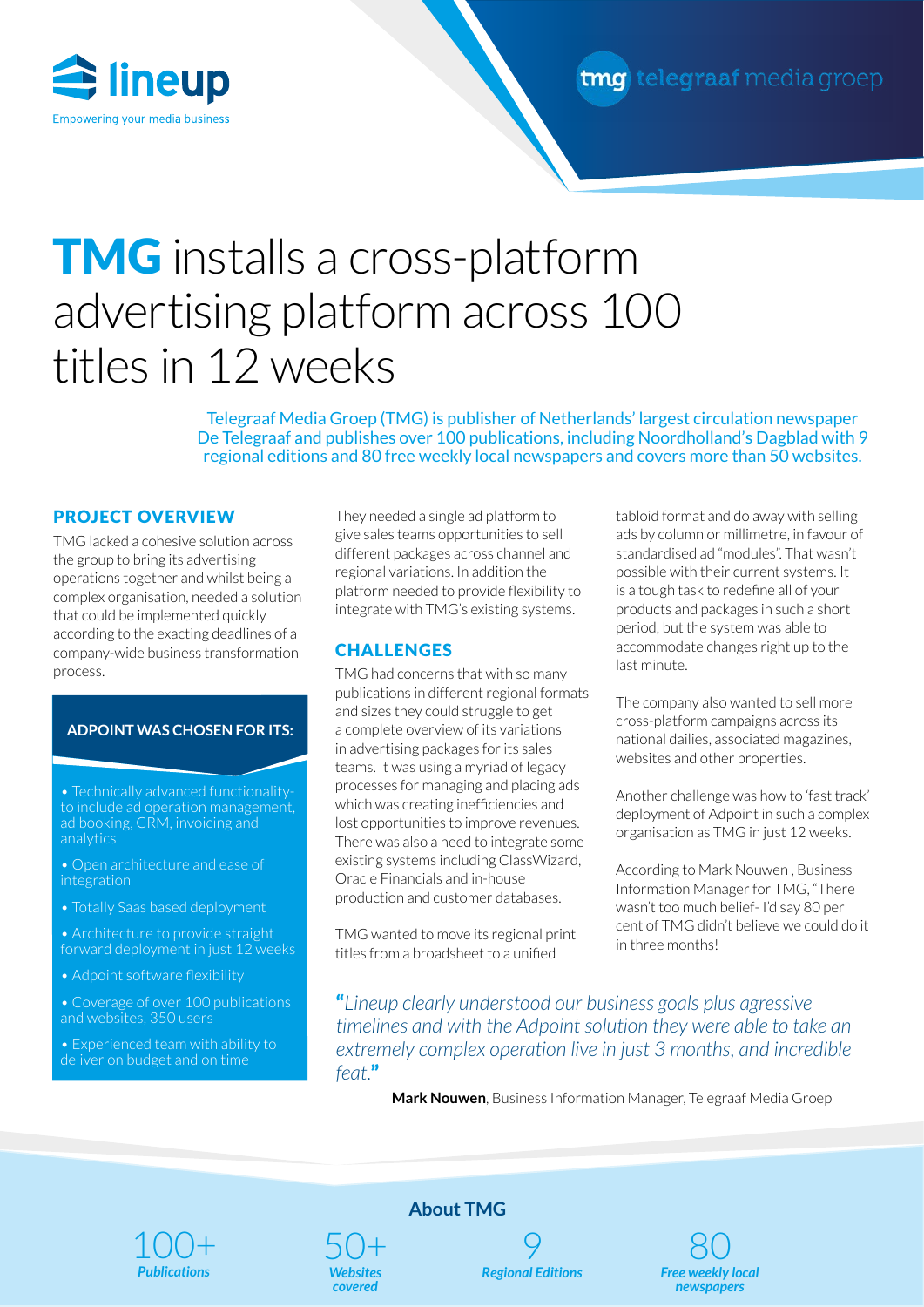lineup

Empowering your media business

tmg telegraaf media groep

# TMG installs a cross-platform advertising platform across 100 titles in 12 weeks

Telegraaf Media Groep (TMG) is publisher of Netherlands' largest circulation newspaper De Telegraaf and publishes over 100 publications, including Noordholland's Dagblad with 9 regional editions and 80 free weekly local newspapers and covers more than 50 websites.

## PROJECT OVERVIEW

TMG lacked a cohesive solution across the group to bring its advertising operations together and whilst being a complex organisation, needed a solution that could be implemented quickly according to the exacting deadlines of a company-wide business transformation process.

### ADPOINT WAS CHOSEN FOR ITS:

- Technically advanced functionality- to include ad operation management, ad booking, CRM, invoicing and analytics
- Open architecture and ease of integration
- Totally Saas based deployment
- Architecture to provide straight forward deployment in just 12 weeks
- Adpoint software flexibility
- Coverage of over 100 publications and websites, 350 users
- Experienced team with ability to deliver on budget and on time

They needed a single ad platform to give sales teams opportunities to sell different packages across channel and regional variations. In addition the platform needed to provide flexibility to integrate with TMG's existing systems.

## CHALLENGES

TMG had concerns that with so many publications in different regional formats and sizes they could struggle to get a complete overview of its variations in advertising packages for its sales teams. It was using a myriad of legacy processes for managing and placing ads which was creating inefficiencies and lost opportunities to improve revenues. There was also a need to integrate some existing systems including ClassWizard, Oracle Financials and in-house production and customer databases.

TMG wanted to move its regional print titles from a broadsheet to a unified tabloid format and do away with selling ads by column or millimetre, in favour of standardised ad "modules". That wasn't possible with their current systems. It is a tough task to redefine all of your products and packages in such a short period, but the system was able to accommodate changes right up to the last minute.

The company also wanted to sell more cross-platform campaigns across its national dailies, associated magazines, websites and other properties.

Another challenge was how to 'fast track' deployment of Adpoint in such a complex organisation as TMG in just 12 weeks.

According to Mark Nouwen , Business Information Manager for TMG, "There wasn't too much belief- I'd say 80 per cent of TMG didn't believe we could do it in three months!

> *"Lineup clearly understood our business goals plus agressive timelines and with the Adpoint solution they were able to take an extremely complex operation live in just 3 months, and incredible feat."*
>
> **Mark Nouwen**, Business Information Manager, Telegraaf Media Groep

## About TMG

| 100+ | 50+ | 9 | 80 |
|---|---|---|---|
| *Publications* | *Websites covered* | *Regional Editions* | *Free weekly local newspapers* |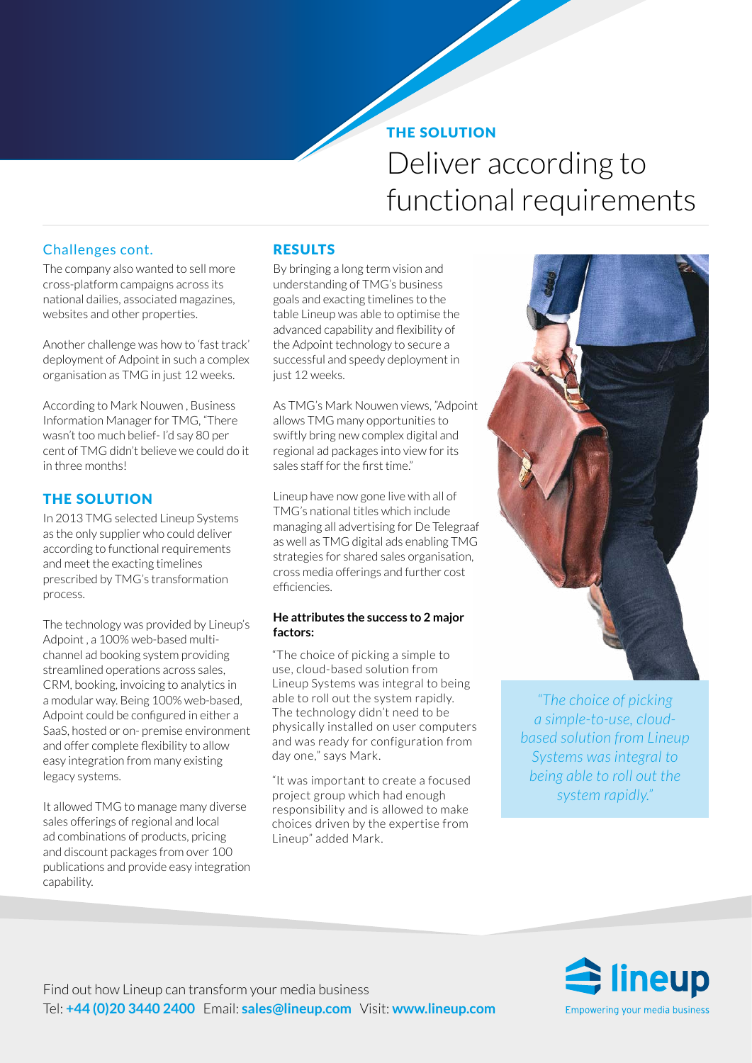## THE SOLUTION

# Deliver according to functional requirements

### Challenges cont.

The company also wanted to sell more cross-platform campaigns across its national dailies, associated magazines, websites and other properties.

Another challenge was how to 'fast track' deployment of Adpoint in such a complex organisation as TMG in just 12 weeks.

According to Mark Nouwen , Business Information Manager for TMG, "There wasn't too much belief- I'd say 80 per cent of TMG didn't believe we could do it in three months!

## THE SOLUTION

In 2013 TMG selected Lineup Systems as the only supplier who could deliver according to functional requirements and meet the exacting timelines prescribed by TMG's transformation process.

The technology was provided by Lineup's Adpoint , a 100% web-based multi-channel ad booking system providing streamlined operations across sales, CRM, booking, invoicing to analytics in a modular way. Being 100% web-based, Adpoint could be configured in either a SaaS, hosted or on- premise environment and offer complete flexibility to allow easy integration from many existing legacy systems.

It allowed TMG to manage many diverse sales offerings of regional and local ad combinations of products, pricing and discount packages from over 100 publications and provide easy integration capability.

## RESULTS

By bringing a long term vision and understanding of TMG's business goals and exacting timelines to the table Lineup was able to optimise the advanced capability and flexibility of the Adpoint technology to secure a successful and speedy deployment in just 12 weeks.

As TMG's Mark Nouwen views, "Adpoint allows TMG many opportunities to swiftly bring new complex digital and regional ad packages into view for its sales staff for the first time."

Lineup have now gone live with all of TMG's national titles which include managing all advertising for De Telegraaf as well as TMG digital ads enabling TMG strategies for shared sales organisation, cross media offerings and further cost efficiencies.

**He attributes the success to 2 major factors:**

"The choice of picking a simple to use, cloud-based solution from Lineup Systems was integral to being able to roll out the system rapidly. The technology didn't need to be physically installed on user computers and was ready for configuration from day one," says Mark.

"It was important to create a focused project group which had enough responsibility and is allowed to make choices driven by the expertise from Lineup" added Mark.

*"The choice of picking a simple-to-use, cloud-based solution from Lineup Systems was integral to being able to roll out the system rapidly."*

Find out how Lineup can transform your media business
Tel: **+44 (0)20 3440 2400** Email: **sales@lineup.com** Visit: **www.lineup.com**

lineup
Empowering your media business